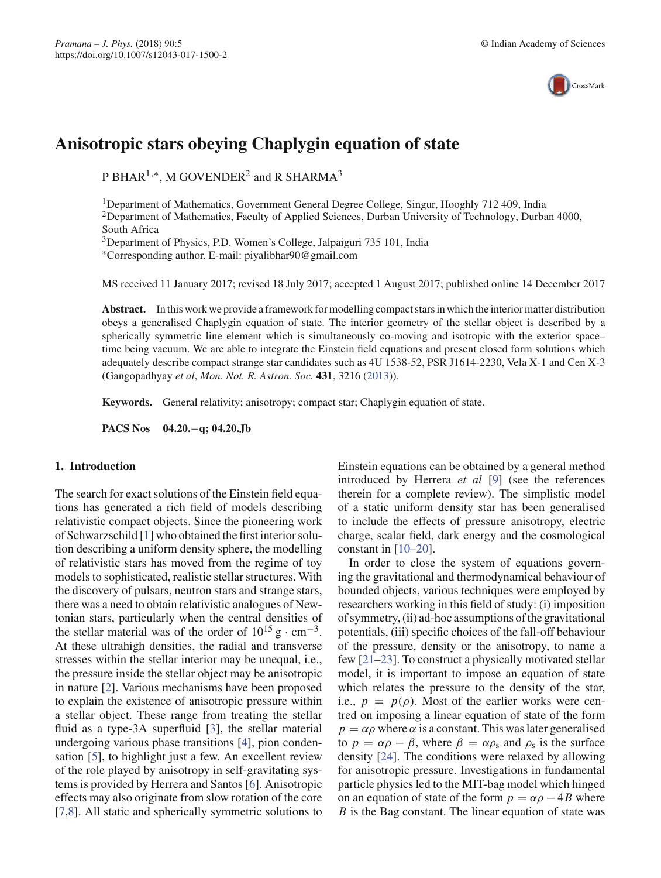# Anisotropic stars obeying Chaplygin equation of state

P BHAR[1,*], M GOVENDER[2] and R SHARMA[3]

[1]Department of Mathematics, Government General Degree College, Singur, Hooghly 712 409, India
[2]Department of Mathematics, Faculty of Applied Sciences, Durban University of Technology, Durban 4000, South Africa
[3]Department of Physics, P.D. Women's College, Jalpaiguri 735 101, India
*Corresponding author. E-mail: piyalibhar90@gmail.com

MS received 11 January 2017; revised 18 July 2017; accepted 1 August 2017; published online 14 December 2017

**Abstract.** In this work we provide a framework for modelling compact stars in which the interior matter distribution obeys a generalised Chaplygin equation of state. The interior geometry of the stellar object is described by a spherically symmetric line element which is simultaneously co-moving and isotropic with the exterior space–time being vacuum. We are able to integrate the Einstein field equations and present closed form solutions which adequately describe compact strange star candidates such as 4U 1538-52, PSR J1614-2230, Vela X-1 and Cen X-3 (Gangopadhyay *et al*, *Mon. Not. R. Astron. Soc.* **431**, 3216 (2013)).

**Keywords.** General relativity; anisotropy; compact star; Chaplygin equation of state.

**PACS Nos** **04.20.−q; 04.20.Jb**

## 1. Introduction

The search for exact solutions of the Einstein field equations has generated a rich field of models describing relativistic compact objects. Since the pioneering work of Schwarzschild [1] who obtained the first interior solution describing a uniform density sphere, the modelling of relativistic stars has moved from the regime of toy models to sophisticated, realistic stellar structures. With the discovery of pulsars, neutron stars and strange stars, there was a need to obtain relativistic analogues of Newtonian stars, particularly when the central densities of the stellar material was of the order of $10^{15}$ g · cm$^{-3}$. At these ultrahigh densities, the radial and transverse stresses within the stellar interior may be unequal, i.e., the pressure inside the stellar object may be anisotropic in nature [2]. Various mechanisms have been proposed to explain the existence of anisotropic pressure within a stellar object. These range from treating the stellar fluid as a type-3A superfluid [3], the stellar material undergoing various phase transitions [4], pion condensation [5], to highlight just a few. An excellent review of the role played by anisotropy in self-gravitating systems is provided by Herrera and Santos [6]. Anisotropic effects may also originate from slow rotation of the core [7,8]. All static and spherically symmetric solutions to Einstein equations can be obtained by a general method introduced by Herrera *et al* [9] (see the references therein for a complete review). The simplistic model of a static uniform density star has been generalised to include the effects of pressure anisotropy, electric charge, scalar field, dark energy and the cosmological constant in [10–20].

In order to close the system of equations governing the gravitational and thermodynamical behaviour of bounded objects, various techniques were employed by researchers working in this field of study: (i) imposition of symmetry, (ii) ad-hoc assumptions of the gravitational potentials, (iii) specific choices of the fall-off behaviour of the pressure, density or the anisotropy, to name a few [21–23]. To construct a physically motivated stellar model, it is important to impose an equation of state which relates the pressure to the density of the star, i.e., $p = p(\rho)$. Most of the earlier works were centred on imposing a linear equation of state of the form $p = \alpha\rho$ where $\alpha$ is a constant. This was later generalised to $p = \alpha\rho - \beta$, where $\beta = \alpha\rho_s$ and $\rho_s$ is the surface density [24]. The conditions were relaxed by allowing for anisotropic pressure. Investigations in fundamental particle physics led to the MIT-bag model which hinged on an equation of state of the form $p = \alpha\rho - 4B$ where $B$ is the Bag constant. The linear equation of state was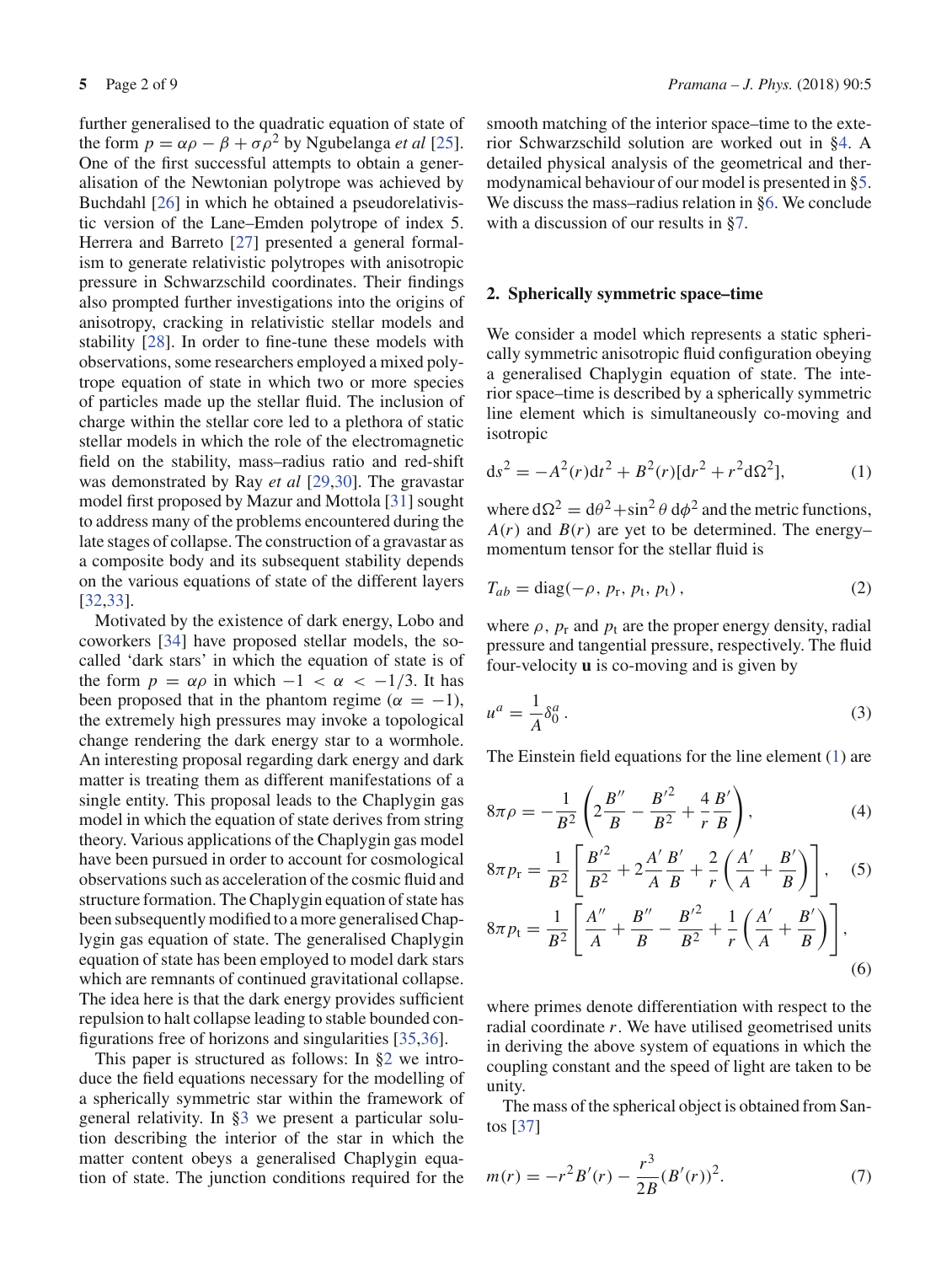further generalised to the quadratic equation of state of the form $p = \alpha\rho - \beta + \sigma\rho^2$ by Ngubelanga *et al* [25]. One of the first successful attempts to obtain a generalisation of the Newtonian polytrope was achieved by Buchdahl [26] in which he obtained a pseudorelativistic version of the Lane–Emden polytrope of index 5. Herrera and Barreto [27] presented a general formalism to generate relativistic polytropes with anisotropic pressure in Schwarzschild coordinates. Their findings also prompted further investigations into the origins of anisotropy, cracking in relativistic stellar models and stability [28]. In order to fine-tune these models with observations, some researchers employed a mixed polytrope equation of state in which two or more species of particles made up the stellar fluid. The inclusion of charge within the stellar core led to a plethora of static stellar models in which the role of the electromagnetic field on the stability, mass–radius ratio and red-shift was demonstrated by Ray *et al* [29,30]. The gravastar model first proposed by Mazur and Mottola [31] sought to address many of the problems encountered during the late stages of collapse. The construction of a gravastar as a composite body and its subsequent stability depends on the various equations of state of the different layers [32,33].

Motivated by the existence of dark energy, Lobo and coworkers [34] have proposed stellar models, the so-called 'dark stars' in which the equation of state is of the form $p = \alpha\rho$ in which $-1 < \alpha < -1/3$. It has been proposed that in the phantom regime ($\alpha = -1$), the extremely high pressures may invoke a topological change rendering the dark energy star to a wormhole. An interesting proposal regarding dark energy and dark matter is treating them as different manifestations of a single entity. This proposal leads to the Chaplygin gas model in which the equation of state derives from string theory. Various applications of the Chaplygin gas model have been pursued in order to account for cosmological observations such as acceleration of the cosmic fluid and structure formation. The Chaplygin equation of state has been subsequently modified to a more generalised Chaplygin gas equation of state. The generalised Chaplygin equation of state has been employed to model dark stars which are remnants of continued gravitational collapse. The idea here is that the dark energy provides sufficient repulsion to halt collapse leading to stable bounded configurations free of horizons and singularities [35,36].

This paper is structured as follows: In §2 we introduce the field equations necessary for the modelling of a spherically symmetric star within the framework of general relativity. In §3 we present a particular solution describing the interior of the star in which the matter content obeys a generalised Chaplygin equation of state. The junction conditions required for the smooth matching of the interior space–time to the exterior Schwarzschild solution are worked out in §4. A detailed physical analysis of the geometrical and thermodynamical behaviour of our model is presented in §5. We discuss the mass–radius relation in §6. We conclude with a discussion of our results in §7.

## 2. Spherically symmetric space–time

We consider a model which represents a static spherically symmetric anisotropic fluid configuration obeying a generalised Chaplygin equation of state. The interior space–time is described by a spherically symmetric line element which is simultaneously co-moving and isotropic

$$ds^2 = -A^2(r)dt^2 + B^2(r)[dr^2 + r^2 d\Omega^2], \tag{1}$$

where $d\Omega^2 = d\theta^2 + \sin^2\theta\, d\phi^2$ and the metric functions, $A(r)$ and $B(r)$ are yet to be determined. The energy–momentum tensor for the stellar fluid is

$$T_{ab} = \text{diag}(-\rho,\, p_r,\, p_t,\, p_t)\,, \tag{2}$$

where $\rho$, $p_r$ and $p_t$ are the proper energy density, radial pressure and tangential pressure, respectively. The fluid four-velocity $\mathbf{u}$ is co-moving and is given by

$$u^a = \frac{1}{A}\delta^a_0\,. \tag{3}$$

The Einstein field equations for the line element (1) are

$$8\pi\rho = -\frac{1}{B^2}\left(2\frac{B''}{B} - \frac{B'^2}{B^2} + \frac{4}{r}\frac{B'}{B}\right), \tag{4}$$

$$8\pi p_r = \frac{1}{B^2}\left[\frac{B'^2}{B^2} + 2\frac{A'}{A}\frac{B'}{B} + \frac{2}{r}\left(\frac{A'}{A} + \frac{B'}{B}\right)\right], \tag{5}$$

$$8\pi p_t = \frac{1}{B^2}\left[\frac{A''}{A} + \frac{B''}{B} - \frac{B'^2}{B^2} + \frac{1}{r}\left(\frac{A'}{A} + \frac{B'}{B}\right)\right], \tag{6}$$

where primes denote differentiation with respect to the radial coordinate $r$. We have utilised geometrised units in deriving the above system of equations in which the coupling constant and the speed of light are taken to be unity.

The mass of the spherical object is obtained from Santos [37]

$$m(r) = -r^2 B'(r) - \frac{r^3}{2B}(B'(r))^2. \tag{7}$$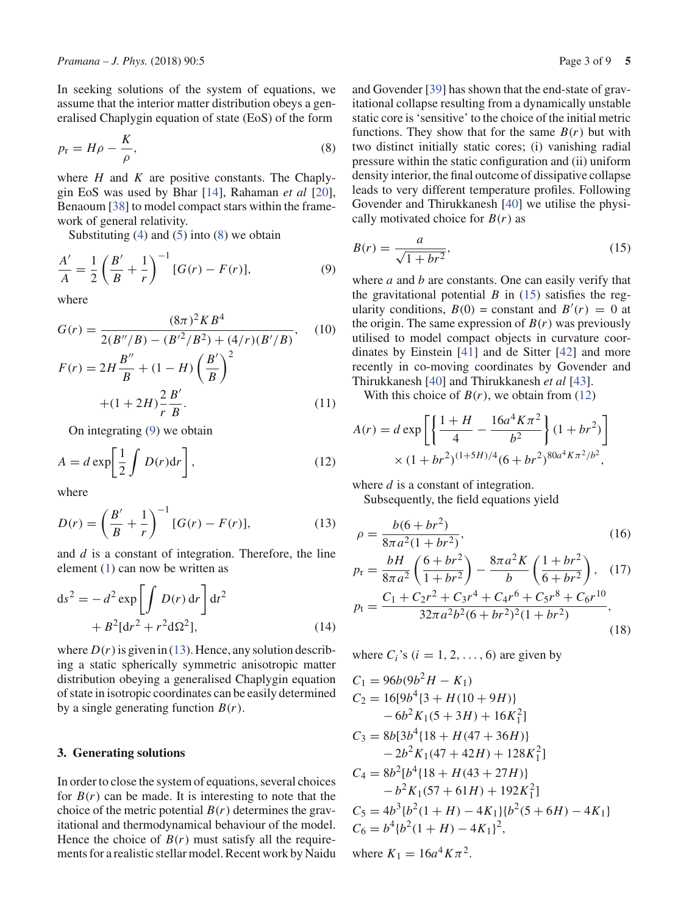In seeking solutions of the system of equations, we assume that the interior matter distribution obeys a generalised Chaplygin equation of state (EoS) of the form

$$p_{\mathrm{r}} = H\rho - \frac{K}{\rho}, \tag{8}$$

where $H$ and $K$ are positive constants. The Chaplygin EoS was used by Bhar [14], Rahaman *et al* [20], Benaoum [38] to model compact stars within the framework of general relativity.

Substituting (4) and (5) into (8) we obtain

$$\frac{A'}{A} = \frac{1}{2}\left(\frac{B'}{B} + \frac{1}{r}\right)^{-1}[G(r) - F(r)], \tag{9}$$

where

$$G(r) = \frac{(8\pi)^2 K B^4}{2(B''/B) - (B'^2/B^2) + (4/r)(B'/B)}, \tag{10}$$

$$F(r) = 2H\frac{B''}{B} + (1-H)\left(\frac{B'}{B}\right)^2 + (1+2H)\frac{2}{r}\frac{B'}{B}. \tag{11}$$

On integrating (9) we obtain

$$A = d\exp\left[\frac{1}{2}\int D(r)\mathrm{d}r\right], \tag{12}$$

where

$$D(r) = \left(\frac{B'}{B} + \frac{1}{r}\right)^{-1}[G(r) - F(r)], \tag{13}$$

and $d$ is a constant of integration. Therefore, the line element (1) can now be written as

$$\mathrm{d}s^2 = -d^2\exp\left[\int D(r)\,\mathrm{d}r\right]\mathrm{d}t^2 + B^2[\mathrm{d}r^2 + r^2\mathrm{d}\Omega^2], \tag{14}$$

where $D(r)$ is given in (13). Hence, any solution describing a static spherically symmetric anisotropic matter distribution obeying a generalised Chaplygin equation of state in isotropic coordinates can be easily determined by a single generating function $B(r)$.

## 3. Generating solutions

In order to close the system of equations, several choices for $B(r)$ can be made. It is interesting to note that the choice of the metric potential $B(r)$ determines the gravitational and thermodynamical behaviour of the model. Hence the choice of $B(r)$ must satisfy all the requirements for a realistic stellar model. Recent work by Naidu and Govender [39] has shown that the end-state of gravitational collapse resulting from a dynamically unstable static core is 'sensitive' to the choice of the initial metric functions. They show that for the same $B(r)$ but with two distinct initially static cores; (i) vanishing radial pressure within the static configuration and (ii) uniform density interior, the final outcome of dissipative collapse leads to very different temperature profiles. Following Govender and Thirukkanesh [40] we utilise the physically motivated choice for $B(r)$ as

$$B(r) = \frac{a}{\sqrt{1+br^2}}, \tag{15}$$

where $a$ and $b$ are constants. One can easily verify that the gravitational potential $B$ in (15) satisfies the regularity conditions, $B(0)$ = constant and $B'(r) = 0$ at the origin. The same expression of $B(r)$ was previously utilised to model compact objects in curvature coordinates by Einstein [41] and de Sitter [42] and more recently in co-moving coordinates by Govender and Thirukkanesh [40] and Thirukkanesh *et al* [43].

With this choice of $B(r)$, we obtain from (12)

$$A(r) = d\exp\left[\left\{\frac{1+H}{4} - \frac{16a^4K\pi^2}{b^2}\right\}(1+br^2)\right] \times (1+br^2)^{(1+5H)/4}(6+br^2)^{80a^4K\pi^2/b^2},$$

where $d$ is a constant of integration.

Subsequently, the field equations yield

$$\rho = \frac{b(6+br^2)}{8\pi a^2(1+br^2)}, \tag{16}$$

$$p_{\mathrm{r}} = \frac{bH}{8\pi a^2}\left(\frac{6+br^2}{1+br^2}\right) - \frac{8\pi a^2 K}{b}\left(\frac{1+br^2}{6+br^2}\right), \tag{17}$$

$$p_{\mathrm{t}} = \frac{C_1 + C_2r^2 + C_3r^4 + C_4r^6 + C_5r^8 + C_6r^{10}}{32\pi a^2b^2(6+br^2)^2(1+br^2)}, \tag{18}$$

where $C_i$'s ($i = 1, 2, \ldots, 6$) are given by

$$C_1 = 96b(9b^2H - K_1)$$

$$C_2 = 16[9b^4\{3 + H(10+9H)\} - 6b^2K_1(5+3H) + 16K_1^2]$$

$$C_3 = 8b[3b^4\{18 + H(47+36H)\} - 2b^2K_1(47+42H) + 128K_1^2]$$

$$C_4 = 8b^2[b^4\{18 + H(43+27H)\} - b^2K_1(57+61H) + 192K_1^2]$$

$$C_5 = 4b^3\{b^2(1+H) - 4K_1\}\{b^2(5+6H) - 4K_1\}$$

$$C_6 = b^4\{b^2(1+H) - 4K_1\}^2,$$

where $K_1 = 16a^4K\pi^2$.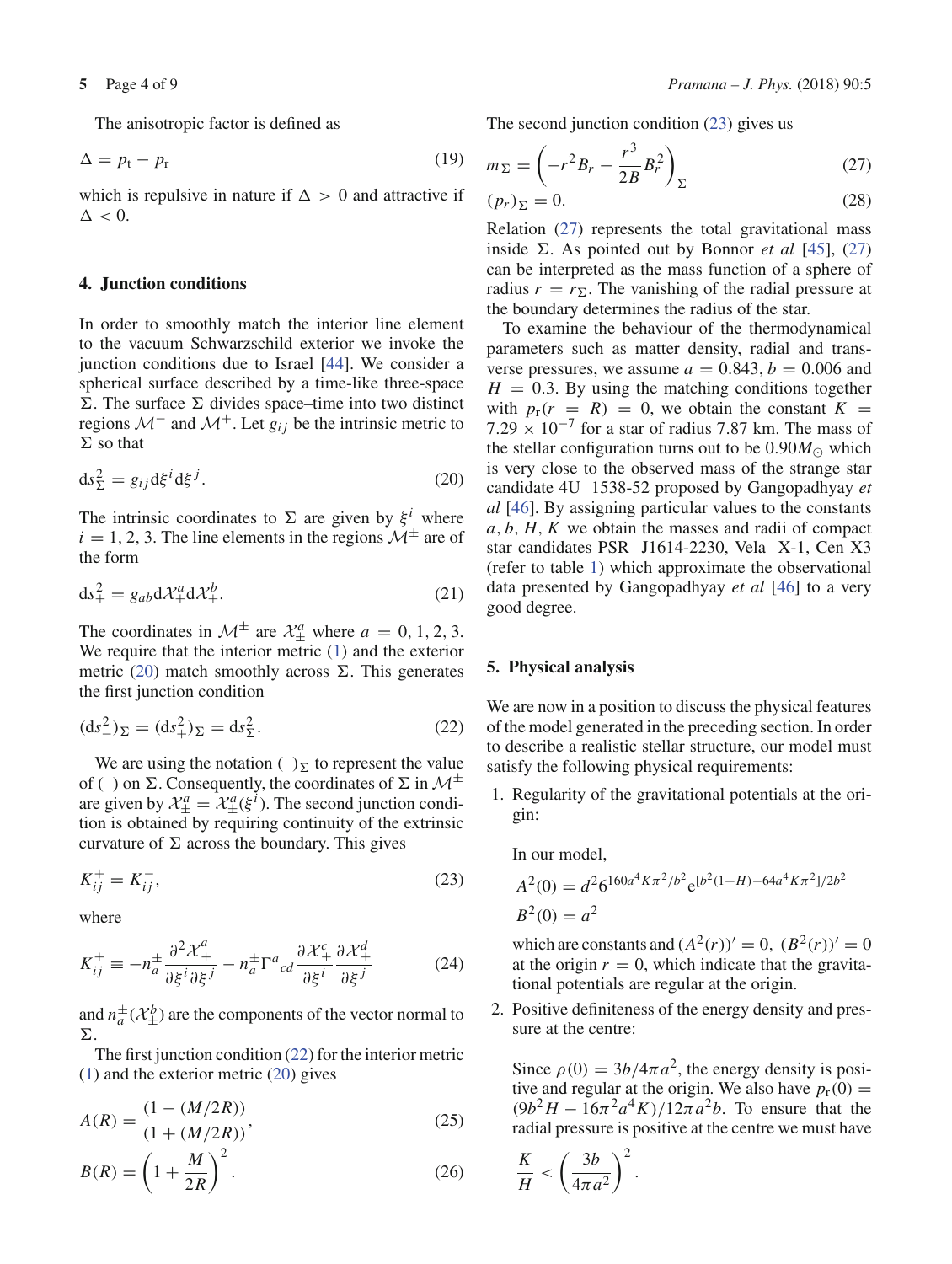The anisotropic factor is defined as

$$\Delta = p_t - p_r \tag{19}$$

which is repulsive in nature if $\Delta > 0$ and attractive if $\Delta < 0$.

## 4. Junction conditions

In order to smoothly match the interior line element to the vacuum Schwarzschild exterior we invoke the junction conditions due to Israel [44]. We consider a spherical surface described by a time-like three-space $\Sigma$. The surface $\Sigma$ divides space–time into two distinct regions $\mathcal{M}^-$ and $\mathcal{M}^+$. Let $g_{ij}$ be the intrinsic metric to $\Sigma$ so that

$$\mathrm{d}s^2_{\Sigma} = g_{ij}\mathrm{d}\xi^i \mathrm{d}\xi^j. \tag{20}$$

The intrinsic coordinates to $\Sigma$ are given by $\xi^i$ where $i = 1, 2, 3$. The line elements in the regions $\mathcal{M}^{\pm}$ are of the form

$$\mathrm{d}s^2_{\pm} = g_{ab}\mathrm{d}\mathcal{X}^a_{\pm}\mathrm{d}\mathcal{X}^b_{\pm}. \tag{21}$$

The coordinates in $\mathcal{M}^{\pm}$ are $\mathcal{X}^a_{\pm}$ where $a = 0, 1, 2, 3$. We require that the interior metric (1) and the exterior metric (20) match smoothly across $\Sigma$. This generates the first junction condition

$$(\mathrm{d}s^2_{-})_{\Sigma} = (\mathrm{d}s^2_{+})_{\Sigma} = \mathrm{d}s^2_{\Sigma}. \tag{22}$$

We are using the notation $(\ )_{\Sigma}$ to represent the value of $(\ )$ on $\Sigma$. Consequently, the coordinates of $\Sigma$ in $\mathcal{M}^{\pm}$ are given by $\mathcal{X}^a_{\pm} = \mathcal{X}^a_{\pm}(\xi^i)$. The second junction condition is obtained by requiring continuity of the extrinsic curvature of $\Sigma$ across the boundary. This gives

$$K^+_{ij} = K^-_{ij}, \tag{23}$$

where

$$K^{\pm}_{ij} \equiv -n^{\pm}_a \frac{\partial^2 \mathcal{X}^a_{\pm}}{\partial\xi^i \partial\xi^j} - n^{\pm}_a \Gamma^a{}_{cd}\frac{\partial \mathcal{X}^c_{\pm}}{\partial\xi^i}\frac{\partial \mathcal{X}^d_{\pm}}{\partial\xi^j} \tag{24}$$

and $n^{\pm}_a(\mathcal{X}^b_{\pm})$ are the components of the vector normal to $\Sigma$.

The first junction condition (22) for the interior metric (1) and the exterior metric (20) gives

$$A(R) = \frac{(1 - (M/2R))}{(1 + (M/2R))}, \tag{25}$$

$$B(R) = \left(1 + \frac{M}{2R}\right)^2. \tag{26}$$

The second junction condition (23) gives us

$$m_{\Sigma} = \left(-r^2 B_r - \frac{r^3}{2B}B_r^2\right)_{\Sigma} \tag{27}$$

$$(p_r)_{\Sigma} = 0. \tag{28}$$

Relation (27) represents the total gravitational mass inside $\Sigma$. As pointed out by Bonnor *et al* [45], (27) can be interpreted as the mass function of a sphere of radius $r = r_{\Sigma}$. The vanishing of the radial pressure at the boundary determines the radius of the star.

To examine the behaviour of the thermodynamical parameters such as matter density, radial and transverse pressures, we assume $a = 0.843$, $b = 0.006$ and $H = 0.3$. By using the matching conditions together with $p_r(r = R) = 0$, we obtain the constant $K = 7.29 \times 10^{-7}$ for a star of radius 7.87 km. The mass of the stellar configuration turns out to be $0.90M_{\odot}$ which is very close to the observed mass of the strange star candidate 4U 1538-52 proposed by Gangopadhyay *et al* [46]. By assigning particular values to the constants $a, b, H, K$ we obtain the masses and radii of compact star candidates PSR J1614-2230, Vela X-1, Cen X3 (refer to table 1) which approximate the observational data presented by Gangopadhyay *et al* [46] to a very good degree.

## 5. Physical analysis

We are now in a position to discuss the physical features of the model generated in the preceding section. In order to describe a realistic stellar structure, our model must satisfy the following physical requirements:

1. Regularity of the gravitational potentials at the origin:

   In our model,

   $$A^2(0) = d^2 6^{160a^4K\pi^2/b^2} \mathrm{e}^{[b^2(1+H) - 64a^4K\pi^2]/2b^2}$$

   $$B^2(0) = a^2$$

   which are constants and $(A^2(r))' = 0$, $(B^2(r))' = 0$ at the origin $r = 0$, which indicate that the gravitational potentials are regular at the origin.

2. Positive definiteness of the energy density and pressure at the centre:

   Since $\rho(0) = 3b/4\pi a^2$, the energy density is positive and regular at the origin. We also have $p_r(0) = (9b^2H - 16\pi^2a^4K)/12\pi a^2 b$. To ensure that the radial pressure is positive at the centre we must have

   $$\frac{K}{H} < \left(\frac{3b}{4\pi a^2}\right)^2.$$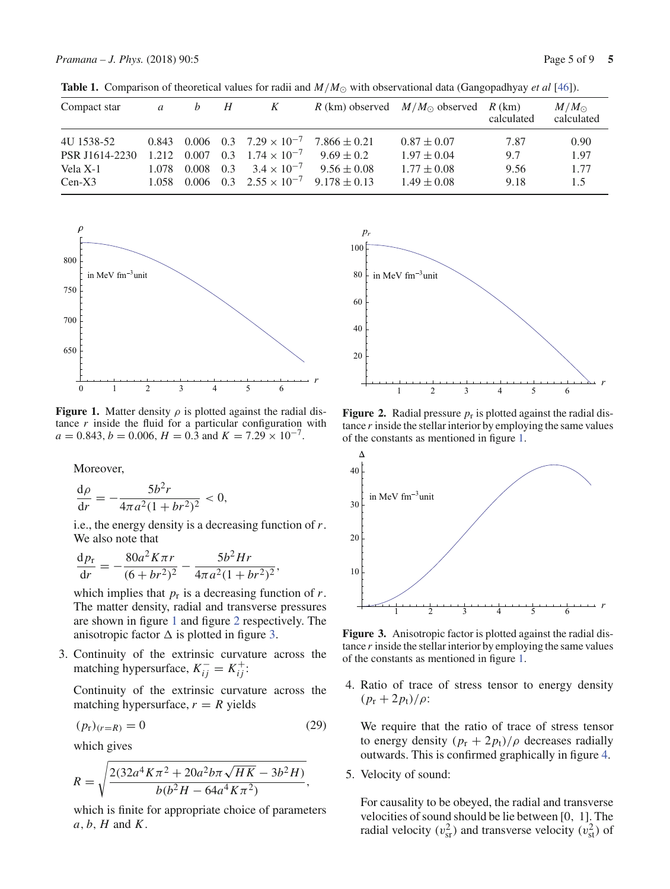**Table 1.** Comparison of theoretical values for radii and $M/M_\odot$ with observational data (Gangopadhyay *et al* [46]).

| Compact star | $a$ | $b$ | $H$ | $K$ | $R$ (km) observed | $M/M_\odot$ observed | $R$ (km) calculated | $M/M_\odot$ calculated |
|---|---|---|---|---|---|---|---|---|
| 4U 1538-52 | 0.843 | 0.006 | 0.3 | $7.29 \times 10^{-7}$ | $7.866 \pm 0.21$ | $0.87 \pm 0.07$ | 7.87 | 0.90 |
| PSR J1614-2230 | 1.212 | 0.007 | 0.3 | $1.74 \times 10^{-7}$ | $9.69 \pm 0.2$ | $1.97 \pm 0.04$ | 9.7 | 1.97 |
| Vela X-1 | 1.078 | 0.008 | 0.3 | $3.4 \times 10^{-7}$ | $9.56 \pm 0.08$ | $1.77 \pm 0.08$ | 9.56 | 1.77 |
| Cen-X3 | 1.058 | 0.006 | 0.3 | $2.55 \times 10^{-7}$ | $9.178 \pm 0.13$ | $1.49 \pm 0.08$ | 9.18 | 1.5 |

**Figure 1.** Matter density $\rho$ is plotted against the radial distance $r$ inside the fluid for a particular configuration with $a = 0.843$, $b = 0.006$, $H = 0.3$ and $K = 7.29 \times 10^{-7}$.

**Figure 2.** Radial pressure $p_r$ is plotted against the radial distance $r$ inside the stellar interior by employing the same values of the constants as mentioned in figure 1.

Moreover,

$$\frac{\mathrm{d}\rho}{\mathrm{d}r} = -\frac{5b^2 r}{4\pi a^2 (1 + br^2)^2} < 0,$$

i.e., the energy density is a decreasing function of $r$. We also note that

$$\frac{\mathrm{d}p_r}{\mathrm{d}r} = -\frac{80a^2 K\pi r}{(6 + br^2)^2} - \frac{5b^2 H r}{4\pi a^2 (1 + br^2)^2},$$

which implies that $p_r$ is a decreasing function of $r$. The matter density, radial and transverse pressures are shown in figure 1 and figure 2 respectively. The anisotropic factor $\Delta$ is plotted in figure 3.

3. Continuity of the extrinsic curvature across the matching hypersurface, $K_{ij}^{-} = K_{ij}^{+}$:

   Continuity of the extrinsic curvature across the matching hypersurface, $r = R$ yields

$$(p_r)_{(r=R)} = 0 \tag{29}$$

which gives

$$R = \sqrt{\frac{2(32a^4 K\pi^2 + 20a^2 b\pi\sqrt{HK} - 3b^2 H)}{b(b^2 H - 64a^4 K\pi^2)}},$$

which is finite for appropriate choice of parameters $a$, $b$, $H$ and $K$.

**Figure 3.** Anisotropic factor is plotted against the radial distance $r$ inside the stellar interior by employing the same values of the constants as mentioned in figure 1.

4. Ratio of trace of stress tensor to energy density $(p_r + 2p_t)/\rho$:

   We require that the ratio of trace of stress tensor to energy density $(p_r + 2p_t)/\rho$ decreases radially outwards. This is confirmed graphically in figure 4.

5. Velocity of sound:

   For causality to be obeyed, the radial and transverse velocities of sound should be lie between [0, 1]. The radial velocity ($v_{sr}^2$) and transverse velocity ($v_{st}^2$) of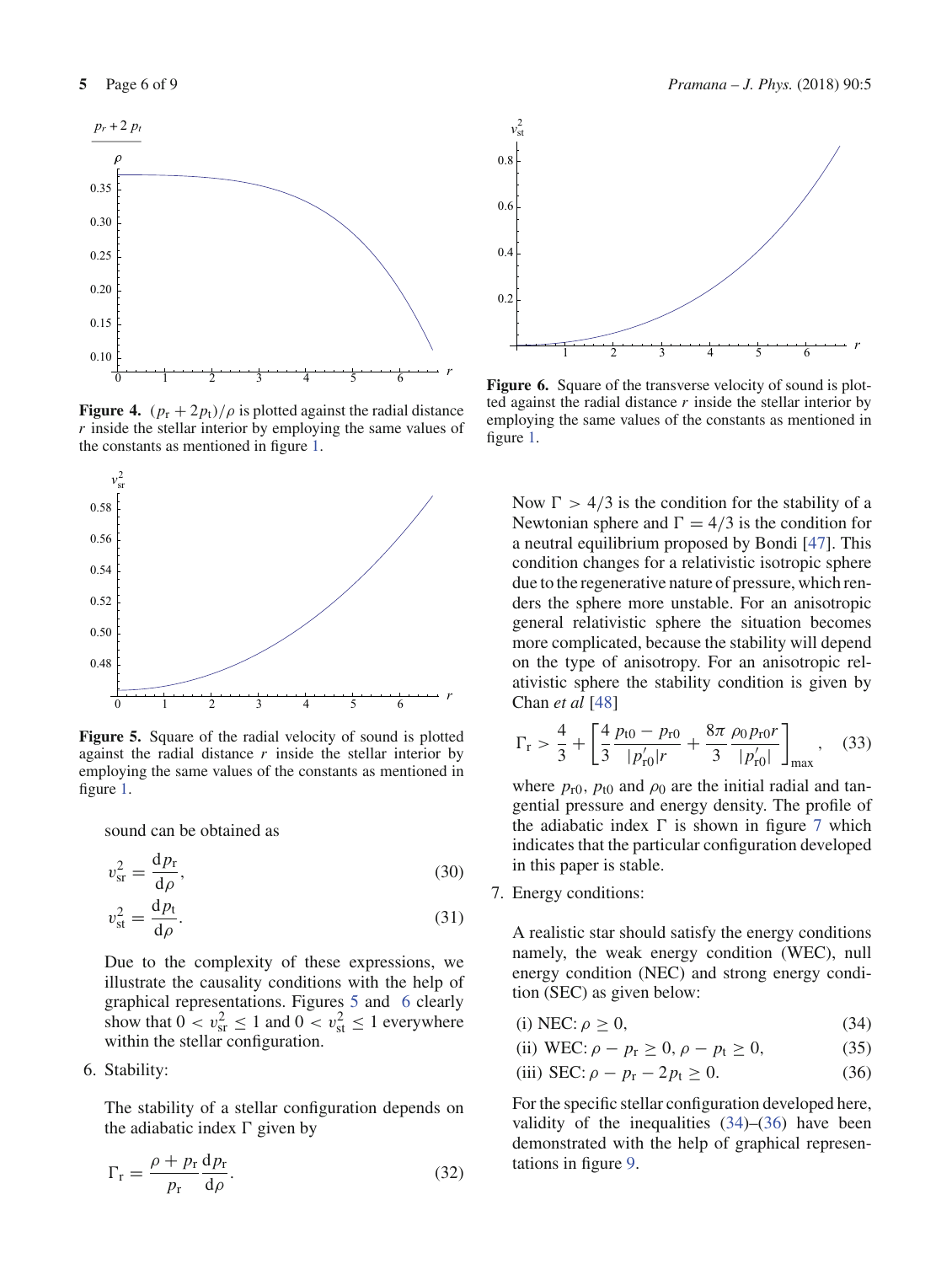**Figure 4.** $(p_r + 2p_t)/\rho$ is plotted against the radial distance $r$ inside the stellar interior by employing the same values of the constants as mentioned in figure 1.

**Figure 5.** Square of the radial velocity of sound is plotted against the radial distance $r$ inside the stellar interior by employing the same values of the constants as mentioned in figure 1.

**Figure 6.** Square of the transverse velocity of sound is plotted against the radial distance $r$ inside the stellar interior by employing the same values of the constants as mentioned in figure 1.

sound can be obtained as

$$v_{sr}^2 = \frac{dp_r}{d\rho}, \tag{30}$$

$$v_{st}^2 = \frac{dp_t}{d\rho}. \tag{31}$$

Due to the complexity of these expressions, we illustrate the causality conditions with the help of graphical representations. Figures 5 and 6 clearly show that $0 < v_{sr}^2 \leq 1$ and $0 < v_{st}^2 \leq 1$ everywhere within the stellar configuration.

6. Stability:

The stability of a stellar configuration depends on the adiabatic index $\Gamma$ given by

$$\Gamma_r = \frac{\rho + p_r}{p_r}\frac{dp_r}{d\rho}. \tag{32}$$

Now $\Gamma > 4/3$ is the condition for the stability of a Newtonian sphere and $\Gamma = 4/3$ is the condition for a neutral equilibrium proposed by Bondi [47]. This condition changes for a relativistic isotropic sphere due to the regenerative nature of pressure, which renders the sphere more unstable. For an anisotropic general relativistic sphere the situation becomes more complicated, because the stability will depend on the type of anisotropy. For an anisotropic relativistic sphere the stability condition is given by Chan *et al* [48]

$$\Gamma_r > \frac{4}{3} + \left[\frac{4}{3}\frac{p_{t0} - p_{r0}}{|p'_{r0}|r} + \frac{8\pi}{3}\frac{\rho_0 p_{r0} r}{|p'_{r0}|}\right]_{max}, \tag{33}$$

where $p_{r0}$, $p_{t0}$ and $\rho_0$ are the initial radial and tangential pressure and energy density. The profile of the adiabatic index $\Gamma$ is shown in figure 7 which indicates that the particular configuration developed in this paper is stable.

7. Energy conditions:

A realistic star should satisfy the energy conditions namely, the weak energy condition (WEC), null energy condition (NEC) and strong energy condition (SEC) as given below:

(i) NEC: $\rho \geq 0$, (34)

(ii) WEC: $\rho - p_r \geq 0$, $\rho - p_t \geq 0$, (35)

(iii) SEC: $\rho - p_r - 2p_t \geq 0$. (36)

For the specific stellar configuration developed here, validity of the inequalities (34)–(36) have been demonstrated with the help of graphical representations in figure 9.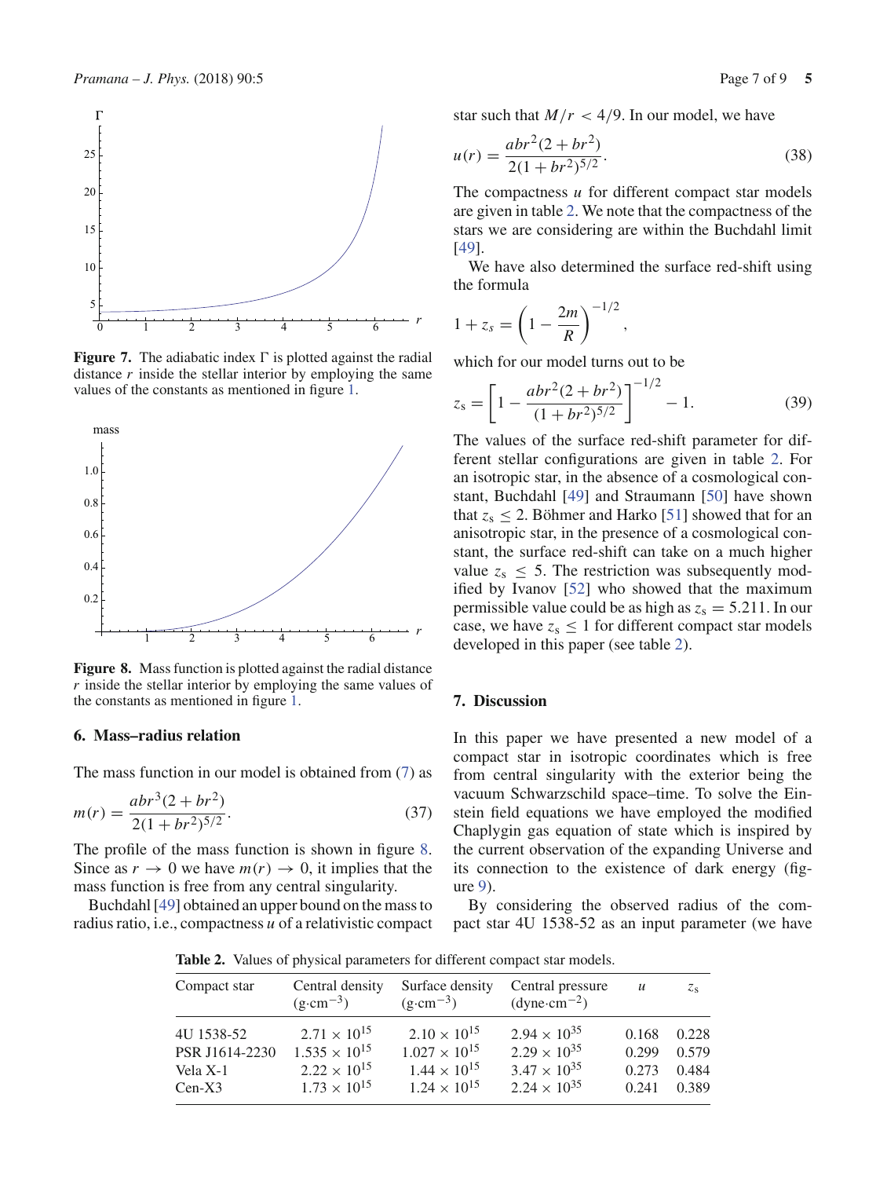**Figure 7.** The adiabatic index Γ is plotted against the radial distance $r$ inside the stellar interior by employing the same values of the constants as mentioned in figure 1.

**Figure 8.** Mass function is plotted against the radial distance $r$ inside the stellar interior by employing the same values of the constants as mentioned in figure 1.

## 6. Mass–radius relation

The mass function in our model is obtained from (7) as

$$m(r) = \frac{abr^3(2+br^2)}{2(1+br^2)^{5/2}}. \tag{37}$$

The profile of the mass function is shown in figure 8. Since as $r \rightarrow 0$ we have $m(r) \rightarrow 0$, it implies that the mass function is free from any central singularity.

Buchdahl [49] obtained an upper bound on the mass to radius ratio, i.e., compactness $u$ of a relativistic compact star such that $M/r < 4/9$. In our model, we have

$$u(r) = \frac{abr^2(2+br^2)}{2(1+br^2)^{5/2}}. \tag{38}$$

The compactness $u$ for different compact star models are given in table 2. We note that the compactness of the stars we are considering are within the Buchdahl limit [49].

We have also determined the surface red-shift using the formula

$$1 + z_s = \left(1 - \frac{2m}{R}\right)^{-1/2},$$

which for our model turns out to be

$$z_s = \left[1 - \frac{abr^2(2+br^2)}{(1+br^2)^{5/2}}\right]^{-1/2} - 1. \tag{39}$$

The values of the surface red-shift parameter for different stellar configurations are given in table 2. For an isotropic star, in the absence of a cosmological constant, Buchdahl [49] and Straumann [50] have shown that $z_s \leq 2$. Böhmer and Harko [51] showed that for an anisotropic star, in the presence of a cosmological constant, the surface red-shift can take on a much higher value $z_s \leq 5$. The restriction was subsequently modified by Ivanov [52] who showed that the maximum permissible value could be as high as $z_s = 5.211$. In our case, we have $z_s \leq 1$ for different compact star models developed in this paper (see table 2).

## 7. Discussion

In this paper we have presented a new model of a compact star in isotropic coordinates which is free from central singularity with the exterior being the vacuum Schwarzschild space–time. To solve the Einstein field equations we have employed the modified Chaplygin gas equation of state which is inspired by the current observation of the expanding Universe and its connection to the existence of dark energy (figure 9).

By considering the observed radius of the compact star 4U 1538-52 as an input parameter (we have

**Table 2.** Values of physical parameters for different compact star models.

| Compact star | Central density ($g\cdot cm^{-3}$) | Surface density ($g\cdot cm^{-3}$) | Central pressure ($dyne\cdot cm^{-2}$) | $u$ | $z_s$ |
|---|---|---|---|---|---|
| 4U 1538-52 | $2.71 \times 10^{15}$ | $2.10 \times 10^{15}$ | $2.94 \times 10^{35}$ | 0.168 | 0.228 |
| PSR J1614-2230 | $1.535 \times 10^{15}$ | $1.027 \times 10^{15}$ | $2.29 \times 10^{35}$ | 0.299 | 0.579 |
| Vela X-1 | $2.22 \times 10^{15}$ | $1.44 \times 10^{15}$ | $3.47 \times 10^{35}$ | 0.273 | 0.484 |
| Cen-X3 | $1.73 \times 10^{15}$ | $1.24 \times 10^{15}$ | $2.24 \times 10^{35}$ | 0.241 | 0.389 |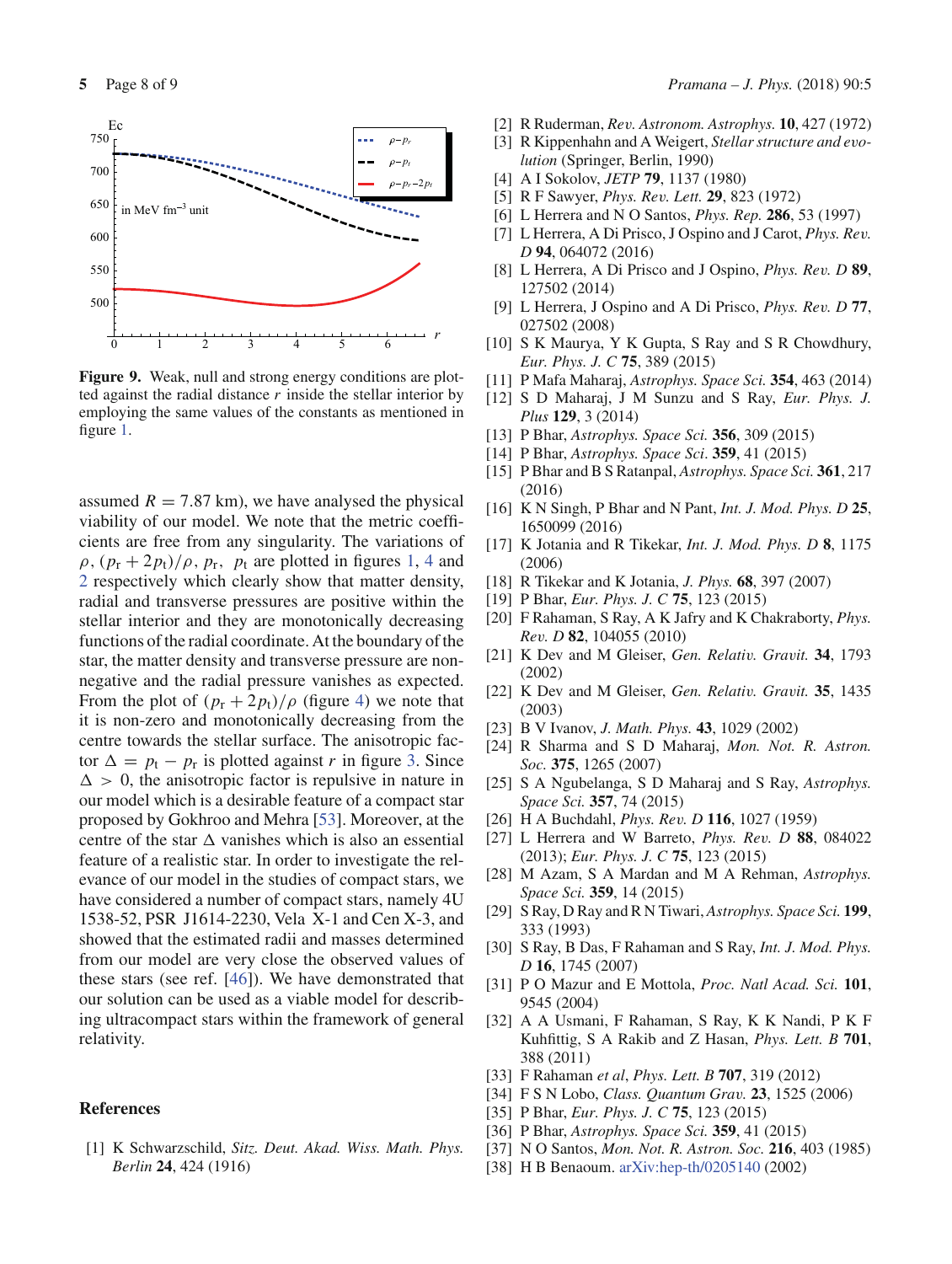**Figure 9.** Weak, null and strong energy conditions are plotted against the radial distance $r$ inside the stellar interior by employing the same values of the constants as mentioned in figure 1.

assumed $R = 7.87$ km), we have analysed the physical viability of our model. We note that the metric coefficients are free from any singularity. The variations of $\rho$, $(p_r + 2p_t)/\rho$, $p_r$, $p_t$ are plotted in figures 1, 4 and 2 respectively which clearly show that matter density, radial and transverse pressures are positive within the stellar interior and they are monotonically decreasing functions of the radial coordinate. At the boundary of the star, the matter density and transverse pressure are non-negative and the radial pressure vanishes as expected. From the plot of $(p_r + 2p_t)/\rho$ (figure 4) we note that it is non-zero and monotonically decreasing from the centre towards the stellar surface. The anisotropic factor $\Delta = p_t - p_r$ is plotted against $r$ in figure 3. Since $\Delta > 0$, the anisotropic factor is repulsive in nature in our model which is a desirable feature of a compact star proposed by Gokhroo and Mehra [53]. Moreover, at the centre of the star $\Delta$ vanishes which is also an essential feature of a realistic star. In order to investigate the relevance of our model in the studies of compact stars, we have considered a number of compact stars, namely 4U 1538-52, PSR J1614-2230, Vela X-1 and Cen X-3, and showed that the estimated radii and masses determined from our model are very close the observed values of these stars (see ref. [46]). We have demonstrated that our solution can be used as a viable model for describing ultracompact stars within the framework of general relativity.

## References

[1] K Schwarzschild, *Sitz. Deut. Akad. Wiss. Math. Phys. Berlin* **24**, 424 (1916)
[2] R Ruderman, *Rev. Astronom. Astrophys.* **10**, 427 (1972)
[3] R Kippenhahn and A Weigert, *Stellar structure and evolution* (Springer, Berlin, 1990)
[4] A I Sokolov, *JETP* **79**, 1137 (1980)
[5] R F Sawyer, *Phys. Rev. Lett.* **29**, 823 (1972)
[6] L Herrera and N O Santos, *Phys. Rep.* **286**, 53 (1997)
[7] L Herrera, A Di Prisco, J Ospino and J Carot, *Phys. Rev. D* **94**, 064072 (2016)
[8] L Herrera, A Di Prisco and J Ospino, *Phys. Rev. D* **89**, 127502 (2014)
[9] L Herrera, J Ospino and A Di Prisco, *Phys. Rev. D* **77**, 027502 (2008)
[10] S K Maurya, Y K Gupta, S Ray and S R Chowdhury, *Eur. Phys. J. C* **75**, 389 (2015)
[11] P Mafa Maharaj, *Astrophys. Space Sci.* **354**, 463 (2014)
[12] S D Maharaj, J M Sunzu and S Ray, *Eur. Phys. J. Plus* **129**, 3 (2014)
[13] P Bhar, *Astrophys. Space Sci.* **356**, 309 (2015)
[14] P Bhar, *Astrophys. Space Sci.* **359**, 41 (2015)
[15] P Bhar and B S Ratanpal, *Astrophys. Space Sci.* **361**, 217 (2016)
[16] K N Singh, P Bhar and N Pant, *Int. J. Mod. Phys. D* **25**, 1650099 (2016)
[17] K Jotania and R Tikekar, *Int. J. Mod. Phys. D* **8**, 1175 (2006)
[18] R Tikekar and K Jotania, *J. Phys.* **68**, 397 (2007)
[19] P Bhar, *Eur. Phys. J. C* **75**, 123 (2015)
[20] F Rahaman, S Ray, A K Jafry and K Chakraborty, *Phys. Rev. D* **82**, 104055 (2010)
[21] K Dev and M Gleiser, *Gen. Relativ. Gravit.* **34**, 1793 (2002)
[22] K Dev and M Gleiser, *Gen. Relativ. Gravit.* **35**, 1435 (2003)
[23] B V Ivanov, *J. Math. Phys.* **43**, 1029 (2002)
[24] R Sharma and S D Maharaj, *Mon. Not. R. Astron. Soc.* **375**, 1265 (2007)
[25] S A Ngubelanga, S D Maharaj and S Ray, *Astrophys. Space Sci.* **357**, 74 (2015)
[26] H A Buchdahl, *Phys. Rev. D* **116**, 1027 (1959)
[27] L Herrera and W Barreto, *Phys. Rev. D* **88**, 084022 (2013); *Eur. Phys. J. C* **75**, 123 (2015)
[28] M Azam, S A Mardan and M A Rehman, *Astrophys. Space Sci.* **359**, 14 (2015)
[29] S Ray, D Ray and R N Tiwari, *Astrophys. Space Sci.* **199**, 333 (1993)
[30] S Ray, B Das, F Rahaman and S Ray, *Int. J. Mod. Phys. D* **16**, 1745 (2007)
[31] P O Mazur and E Mottola, *Proc. Natl Acad. Sci.* **101**, 9545 (2004)
[32] A A Usmani, F Rahaman, S Ray, K K Nandi, P K F Kuhfittig, S A Rakib and Z Hasan, *Phys. Lett. B* **701**, 388 (2011)
[33] F Rahaman *et al*, *Phys. Lett. B* **707**, 319 (2012)
[34] F S N Lobo, *Class. Quantum Grav.* **23**, 1525 (2006)
[35] P Bhar, *Eur. Phys. J. C* **75**, 123 (2015)
[36] P Bhar, *Astrophys. Space Sci.* **359**, 41 (2015)
[37] N O Santos, *Mon. Not. R. Astron. Soc.* **216**, 403 (1985)
[38] H B Benaoum. arXiv:hep-th/0205140 (2002)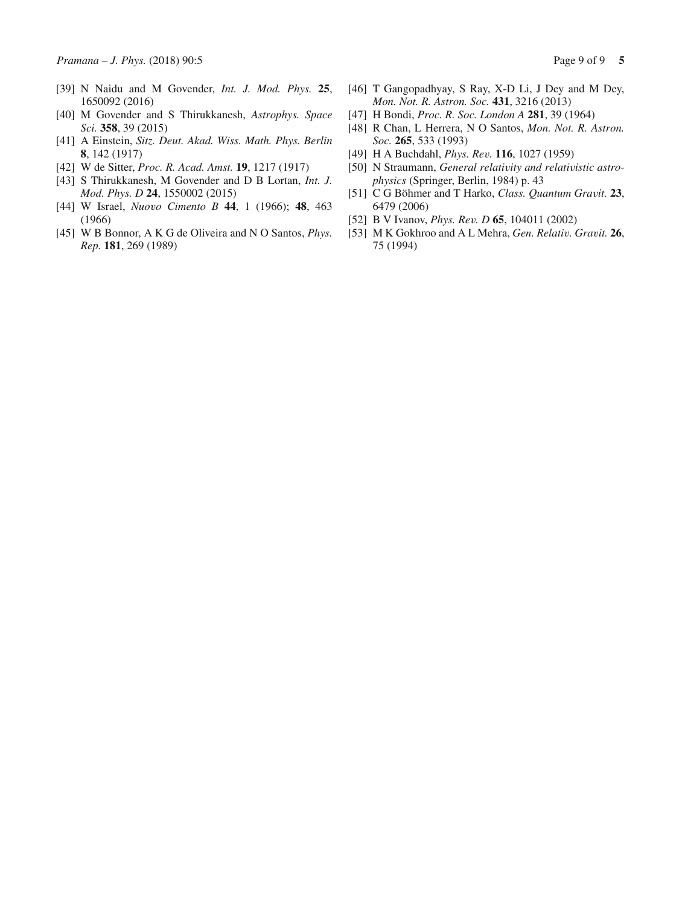[39] N Naidu and M Govender, *Int. J. Mod. Phys.* **25**, 1650092 (2016)

[40] M Govender and S Thirukkanesh, *Astrophys. Space Sci.* **358**, 39 (2015)

[41] A Einstein, *Sitz. Deut. Akad. Wiss. Math. Phys. Berlin* **8**, 142 (1917)

[42] W de Sitter, *Proc. R. Acad. Amst.* **19**, 1217 (1917)

[43] S Thirukkanesh, M Govender and D B Lortan, *Int. J. Mod. Phys. D* **24**, 1550002 (2015)

[44] W Israel, *Nuovo Cimento B* **44**, 1 (1966); **48**, 463 (1966)

[45] W B Bonnor, A K G de Oliveira and N O Santos, *Phys. Rep.* **181**, 269 (1989)

[46] T Gangopadhyay, S Ray, X-D Li, J Dey and M Dey, *Mon. Not. R. Astron. Soc.* **431**, 3216 (2013)

[47] H Bondi, *Proc. R. Soc. London A* **281**, 39 (1964)

[48] R Chan, L Herrera, N O Santos, *Mon. Not. R. Astron. Soc.* **265**, 533 (1993)

[49] H A Buchdahl, *Phys. Rev.* **116**, 1027 (1959)

[50] N Straumann, *General relativity and relativistic astrophysics* (Springer, Berlin, 1984) p. 43

[51] C G Böhmer and T Harko, *Class. Quantum Gravit.* **23**, 6479 (2006)

[52] B V Ivanov, *Phys. Rev. D* **65**, 104011 (2002)

[53] M K Gokhroo and A L Mehra, *Gen. Relativ. Gravit.* **26**, 75 (1994)